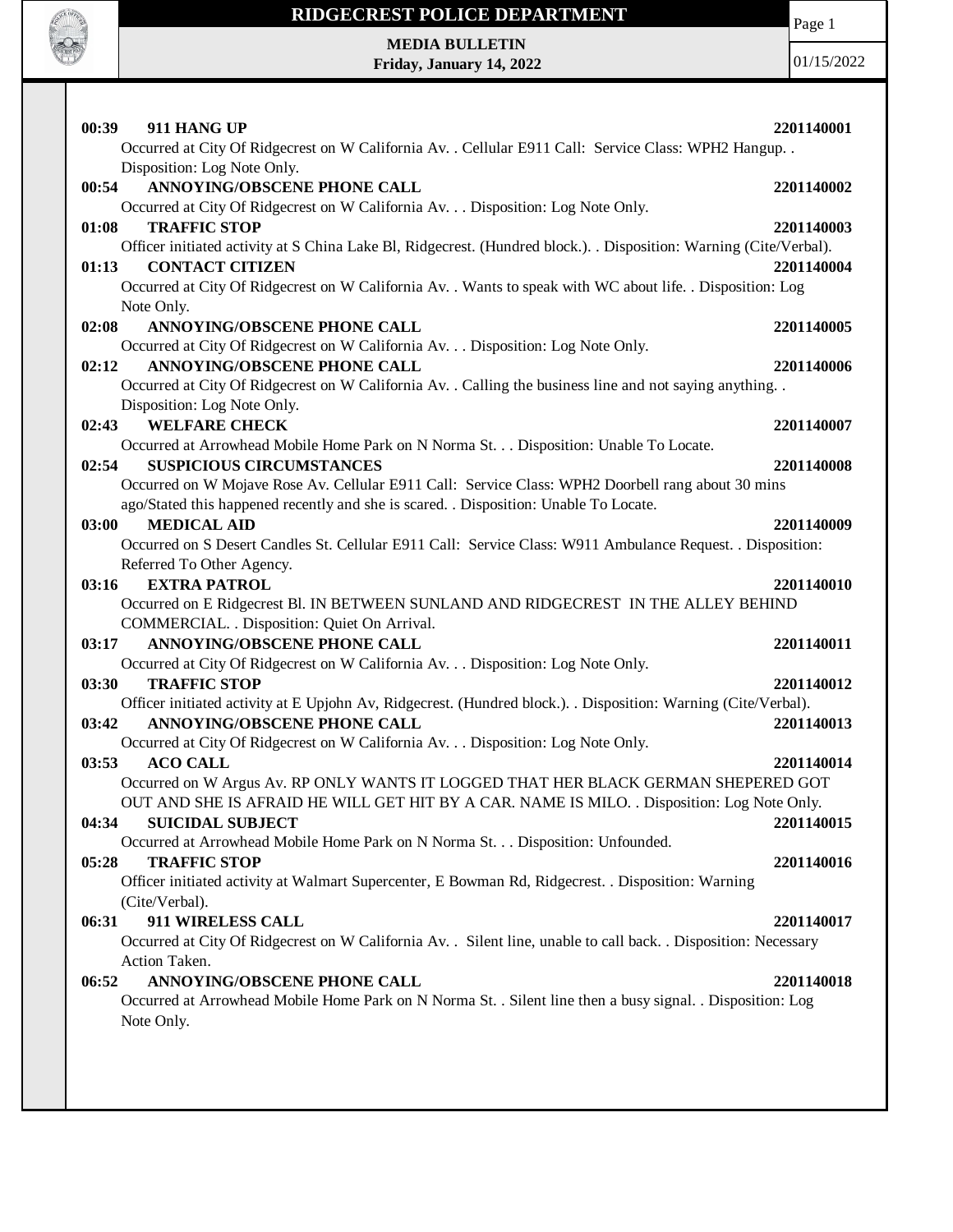# RIDGECREST POLICE DEPARTMENT

**MEDIA BULLETIN**
**Friday, January 14, 2022**

01/15/2022

**00:39 911 HANG UP** **2201140001**
Occurred at City Of Ridgecrest on W California Av. . Cellular E911 Call: Service Class: WPH2 Hangup. . Disposition: Log Note Only.

**00:54 ANNOYING/OBSCENE PHONE CALL** **2201140002**
Occurred at City Of Ridgecrest on W California Av. . . Disposition: Log Note Only.

**01:08 TRAFFIC STOP** **2201140003**
Officer initiated activity at S China Lake Bl, Ridgecrest. (Hundred block.). . Disposition: Warning (Cite/Verbal).

**01:13 CONTACT CITIZEN** **2201140004**
Occurred at City Of Ridgecrest on W California Av. . Wants to speak with WC about life. . Disposition: Log Note Only.

**02:08 ANNOYING/OBSCENE PHONE CALL** **2201140005**
Occurred at City Of Ridgecrest on W California Av. . . Disposition: Log Note Only.

**02:12 ANNOYING/OBSCENE PHONE CALL** **2201140006**
Occurred at City Of Ridgecrest on W California Av. . Calling the business line and not saying anything. . Disposition: Log Note Only.

**02:43 WELFARE CHECK** **2201140007**
Occurred at Arrowhead Mobile Home Park on N Norma St. . . Disposition: Unable To Locate.

**02:54 SUSPICIOUS CIRCUMSTANCES** **2201140008**
Occurred on W Mojave Rose Av. Cellular E911 Call: Service Class: WPH2 Doorbell rang about 30 mins ago/Stated this happened recently and she is scared. . Disposition: Unable To Locate.

**03:00 MEDICAL AID** **2201140009**
Occurred on S Desert Candles St. Cellular E911 Call: Service Class: W911 Ambulance Request. . Disposition: Referred To Other Agency.

**03:16 EXTRA PATROL** **2201140010**
Occurred on E Ridgecrest Bl. IN BETWEEN SUNLAND AND RIDGECREST IN THE ALLEY BEHIND COMMERCIAL. . Disposition: Quiet On Arrival.

**03:17 ANNOYING/OBSCENE PHONE CALL** **2201140011**
Occurred at City Of Ridgecrest on W California Av. . . Disposition: Log Note Only.

**03:30 TRAFFIC STOP** **2201140012**
Officer initiated activity at E Upjohn Av, Ridgecrest. (Hundred block.). . Disposition: Warning (Cite/Verbal).

**03:42 ANNOYING/OBSCENE PHONE CALL** **2201140013**
Occurred at City Of Ridgecrest on W California Av. . . Disposition: Log Note Only.

**03:53 ACO CALL** **2201140014**
Occurred on W Argus Av. RP ONLY WANTS IT LOGGED THAT HER BLACK GERMAN SHEPERED GOT OUT AND SHE IS AFRAID HE WILL GET HIT BY A CAR. NAME IS MILO. . Disposition: Log Note Only.

**04:34 SUICIDAL SUBJECT** **2201140015**
Occurred at Arrowhead Mobile Home Park on N Norma St. . . Disposition: Unfounded.

**05:28 TRAFFIC STOP** **2201140016**
Officer initiated activity at Walmart Supercenter, E Bowman Rd, Ridgecrest. . Disposition: Warning (Cite/Verbal).

**06:31 911 WIRELESS CALL** **2201140017**
Occurred at City Of Ridgecrest on W California Av. . Silent line, unable to call back. . Disposition: Necessary Action Taken.

**06:52 ANNOYING/OBSCENE PHONE CALL** **2201140018**
Occurred at Arrowhead Mobile Home Park on N Norma St. . Silent line then a busy signal. . Disposition: Log Note Only.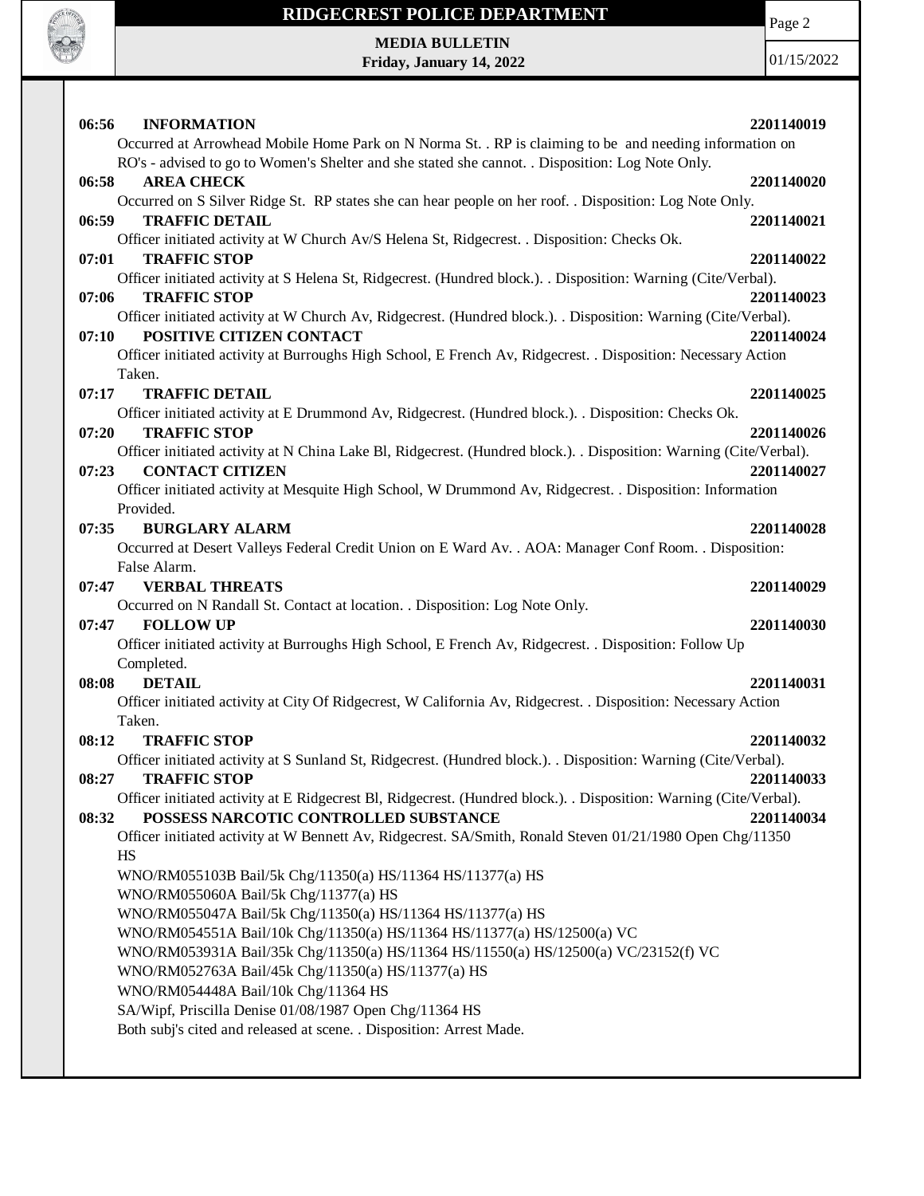**06:56 INFORMATION 2201140019**

Occurred at Arrowhead Mobile Home Park on N Norma St. . RP is claiming to be and needing information on RO's - advised to go to Women's Shelter and she stated she cannot. . Disposition: Log Note Only.

**06:58 AREA CHECK 2201140020**

Occurred on S Silver Ridge St. RP states she can hear people on her roof. . Disposition: Log Note Only.

**06:59 TRAFFIC DETAIL 2201140021**

Officer initiated activity at W Church Av/S Helena St, Ridgecrest. . Disposition: Checks Ok.

**07:01 TRAFFIC STOP 2201140022**

Officer initiated activity at S Helena St, Ridgecrest. (Hundred block.). . Disposition: Warning (Cite/Verbal).

**07:06 TRAFFIC STOP 2201140023**

Officer initiated activity at W Church Av, Ridgecrest. (Hundred block.). . Disposition: Warning (Cite/Verbal).

**07:10 POSITIVE CITIZEN CONTACT 2201140024**

Officer initiated activity at Burroughs High School, E French Av, Ridgecrest. . Disposition: Necessary Action Taken.

**07:17 TRAFFIC DETAIL 2201140025**

Officer initiated activity at E Drummond Av, Ridgecrest. (Hundred block.). . Disposition: Checks Ok.

**07:20 TRAFFIC STOP 2201140026**

Officer initiated activity at N China Lake Bl, Ridgecrest. (Hundred block.). . Disposition: Warning (Cite/Verbal).

**07:23 CONTACT CITIZEN 2201140027**

Officer initiated activity at Mesquite High School, W Drummond Av, Ridgecrest. . Disposition: Information Provided.

**07:35 BURGLARY ALARM 2201140028**

Occurred at Desert Valleys Federal Credit Union on E Ward Av. . AOA: Manager Conf Room. . Disposition: False Alarm.

**07:47 VERBAL THREATS 2201140029**

Occurred on N Randall St. Contact at location. . Disposition: Log Note Only.

**07:47 FOLLOW UP 2201140030**

Officer initiated activity at Burroughs High School, E French Av, Ridgecrest. . Disposition: Follow Up Completed.

**08:08 DETAIL 2201140031**

Officer initiated activity at City Of Ridgecrest, W California Av, Ridgecrest. . Disposition: Necessary Action Taken.

**08:12 TRAFFIC STOP 2201140032**

Officer initiated activity at S Sunland St, Ridgecrest. (Hundred block.). . Disposition: Warning (Cite/Verbal).

**08:27 TRAFFIC STOP 2201140033**

Officer initiated activity at E Ridgecrest Bl, Ridgecrest. (Hundred block.). . Disposition: Warning (Cite/Verbal).

**08:32 POSSESS NARCOTIC CONTROLLED SUBSTANCE 2201140034**

Officer initiated activity at W Bennett Av, Ridgecrest. SA/Smith, Ronald Steven 01/21/1980 Open Chg/11350 HS
WNO/RM055103B Bail/5k Chg/11350(a) HS/11364 HS/11377(a) HS
WNO/RM055060A Bail/5k Chg/11377(a) HS
WNO/RM055047A Bail/5k Chg/11350(a) HS/11364 HS/11377(a) HS
WNO/RM054551A Bail/10k Chg/11350(a) HS/11364 HS/11377(a) HS/12500(a) VC
WNO/RM053931A Bail/35k Chg/11350(a) HS/11364 HS/11550(a) HS/12500(a) VC/23152(f) VC
WNO/RM052763A Bail/45k Chg/11350(a) HS/11377(a) HS
WNO/RM054448A Bail/10k Chg/11364 HS
SA/Wipf, Priscilla Denise 01/08/1987 Open Chg/11364 HS
Both subj's cited and released at scene. . Disposition: Arrest Made.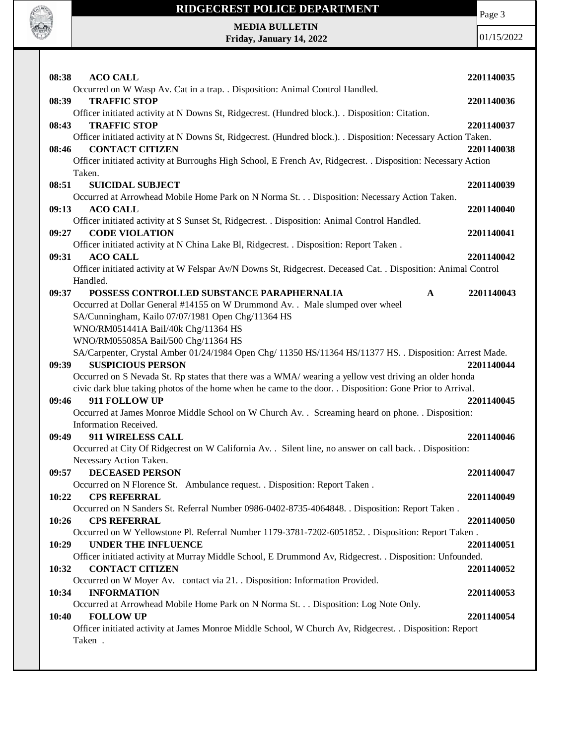**08:38 ACO CALL** **2201140035**
Occurred on W Wasp Av. Cat in a trap. . Disposition: Animal Control Handled.

**08:39 TRAFFIC STOP** **2201140036**
Officer initiated activity at N Downs St, Ridgecrest. (Hundred block.). . Disposition: Citation.

**08:43 TRAFFIC STOP** **2201140037**
Officer initiated activity at N Downs St, Ridgecrest. (Hundred block.). . Disposition: Necessary Action Taken.

**08:46 CONTACT CITIZEN** **2201140038**
Officer initiated activity at Burroughs High School, E French Av, Ridgecrest. . Disposition: Necessary Action Taken.

**08:51 SUICIDAL SUBJECT** **2201140039**
Occurred at Arrowhead Mobile Home Park on N Norma St. . . Disposition: Necessary Action Taken.

**09:13 ACO CALL** **2201140040**
Officer initiated activity at S Sunset St, Ridgecrest. . Disposition: Animal Control Handled.

**09:27 CODE VIOLATION** **2201140041**
Officer initiated activity at N China Lake Bl, Ridgecrest. . Disposition: Report Taken .

**09:31 ACO CALL** **2201140042**
Officer initiated activity at W Felspar Av/N Downs St, Ridgecrest. Deceased Cat. . Disposition: Animal Control Handled.

**09:37 POSSESS CONTROLLED SUBSTANCE PARAPHERNALIA** **A** **2201140043**
Occurred at Dollar General #14155 on W Drummond Av. . Male slumped over wheel
SA/Cunningham, Kailo 07/07/1981 Open Chg/11364 HS
WNO/RM051441A Bail/40k Chg/11364 HS
WNO/RM055085A Bail/500 Chg/11364 HS
SA/Carpenter, Crystal Amber 01/24/1984 Open Chg/ 11350 HS/11364 HS/11377 HS. . Disposition: Arrest Made.

**09:39 SUSPICIOUS PERSON** **2201140044**
Occurred on S Nevada St. Rp states that there was a WMA/ wearing a yellow vest driving an older honda civic dark blue taking photos of the home when he came to the door. . Disposition: Gone Prior to Arrival.

**09:46 911 FOLLOW UP** **2201140045**
Occurred at James Monroe Middle School on W Church Av. . Screaming heard on phone. . Disposition: Information Received.

**09:49 911 WIRELESS CALL** **2201140046**
Occurred at City Of Ridgecrest on W California Av. . Silent line, no answer on call back. . Disposition: Necessary Action Taken.

**09:57 DECEASED PERSON** **2201140047**
Occurred on N Florence St. Ambulance request. . Disposition: Report Taken .

**10:22 CPS REFERRAL** **2201140049**
Occurred on N Sanders St. Referral Number 0986-0402-8735-4064848. . Disposition: Report Taken .

**10:26 CPS REFERRAL** **2201140050**
Occurred on W Yellowstone Pl. Referral Number 1179-3781-7202-6051852. . Disposition: Report Taken .

**10:29 UNDER THE INFLUENCE** **2201140051**
Officer initiated activity at Murray Middle School, E Drummond Av, Ridgecrest. . Disposition: Unfounded.

**10:32 CONTACT CITIZEN** **2201140052**
Occurred on W Moyer Av. contact via 21. . Disposition: Information Provided.

**10:34 INFORMATION** **2201140053**
Occurred at Arrowhead Mobile Home Park on N Norma St. . . Disposition: Log Note Only.

**10:40 FOLLOW UP** **2201140054**
Officer initiated activity at James Monroe Middle School, W Church Av, Ridgecrest. . Disposition: Report Taken .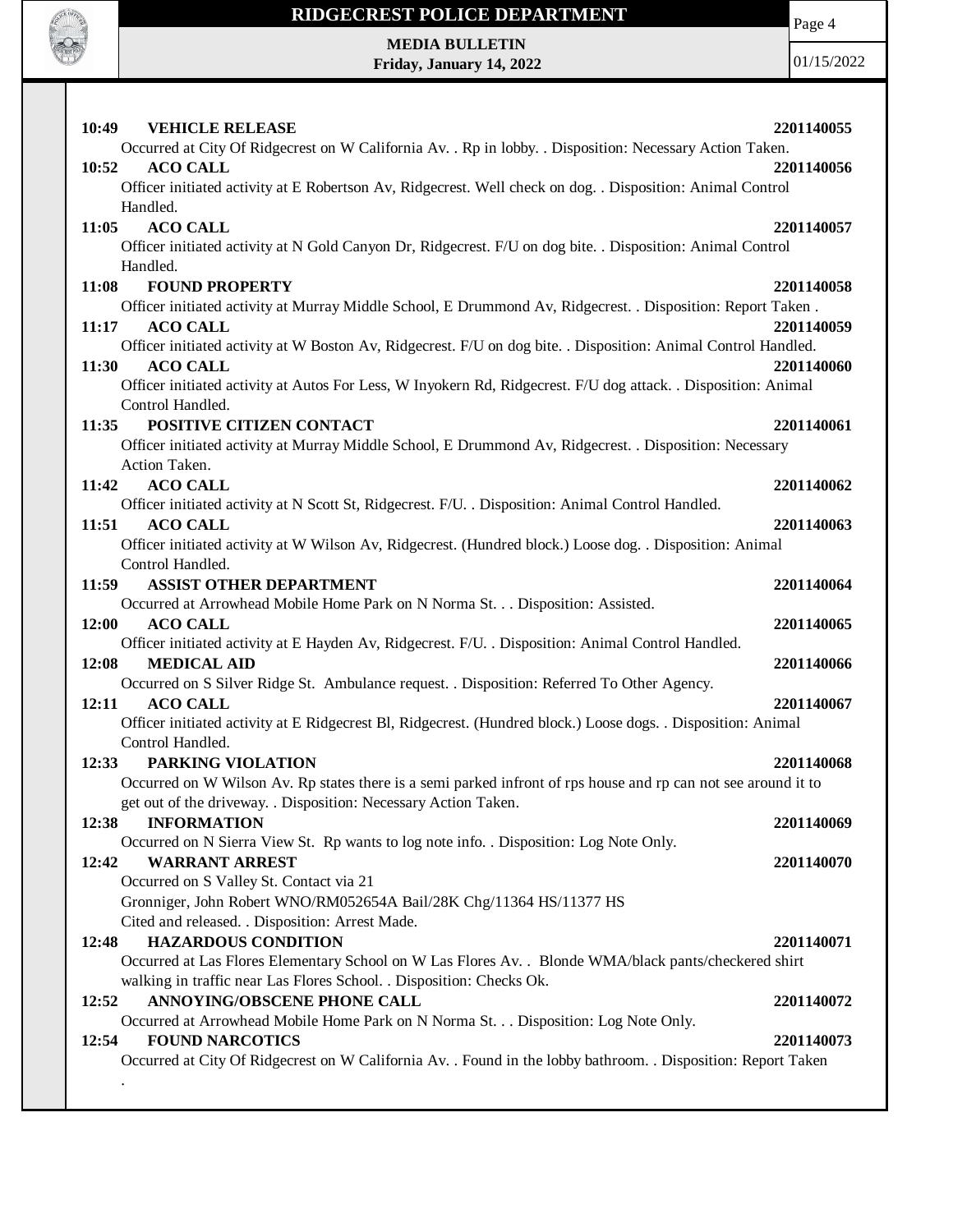**10:49 VEHICLE RELEASE** **2201140055**

Occurred at City Of Ridgecrest on W California Av. . Rp in lobby. . Disposition: Necessary Action Taken.

**10:52 ACO CALL** **2201140056**

Officer initiated activity at E Robertson Av, Ridgecrest. Well check on dog. . Disposition: Animal Control Handled.

**11:05 ACO CALL** **2201140057**

Officer initiated activity at N Gold Canyon Dr, Ridgecrest. F/U on dog bite. . Disposition: Animal Control Handled.

**11:08 FOUND PROPERTY** **2201140058**

Officer initiated activity at Murray Middle School, E Drummond Av, Ridgecrest. . Disposition: Report Taken .

**11:17 ACO CALL** **2201140059**

Officer initiated activity at W Boston Av, Ridgecrest. F/U on dog bite. . Disposition: Animal Control Handled.

**11:30 ACO CALL** **2201140060**

Officer initiated activity at Autos For Less, W Inyokern Rd, Ridgecrest. F/U dog attack. . Disposition: Animal Control Handled.

**11:35 POSITIVE CITIZEN CONTACT** **2201140061**

Officer initiated activity at Murray Middle School, E Drummond Av, Ridgecrest. . Disposition: Necessary Action Taken.

**11:42 ACO CALL** **2201140062**

Officer initiated activity at N Scott St, Ridgecrest. F/U. . Disposition: Animal Control Handled.

**11:51 ACO CALL** **2201140063**

Officer initiated activity at W Wilson Av, Ridgecrest. (Hundred block.) Loose dog. . Disposition: Animal Control Handled.

**11:59 ASSIST OTHER DEPARTMENT** **2201140064**

Occurred at Arrowhead Mobile Home Park on N Norma St. . . Disposition: Assisted.

**12:00 ACO CALL** **2201140065**

Officer initiated activity at E Hayden Av, Ridgecrest. F/U. . Disposition: Animal Control Handled.

**12:08 MEDICAL AID** **2201140066**

Occurred on S Silver Ridge St. Ambulance request. . Disposition: Referred To Other Agency.

**12:11 ACO CALL** **2201140067**

Officer initiated activity at E Ridgecrest Bl, Ridgecrest. (Hundred block.) Loose dogs. . Disposition: Animal Control Handled.

**12:33 PARKING VIOLATION** **2201140068**

Occurred on W Wilson Av. Rp states there is a semi parked infront of rps house and rp can not see around it to get out of the driveway. . Disposition: Necessary Action Taken.

**12:38 INFORMATION** **2201140069**

Occurred on N Sierra View St. Rp wants to log note info. . Disposition: Log Note Only.

**12:42 WARRANT ARREST** **2201140070**

Occurred on S Valley St. Contact via 21

Gronniger, John Robert WNO/RM052654A Bail/28K Chg/11364 HS/11377 HS

Cited and released. . Disposition: Arrest Made.

**12:48 HAZARDOUS CONDITION** **2201140071**

Occurred at Las Flores Elementary School on W Las Flores Av. . Blonde WMA/black pants/checkered shirt walking in traffic near Las Flores School. . Disposition: Checks Ok.

**12:52 ANNOYING/OBSCENE PHONE CALL** **2201140072**

Occurred at Arrowhead Mobile Home Park on N Norma St. . . Disposition: Log Note Only.

**12:54 FOUND NARCOTICS** **2201140073**

Occurred at City Of Ridgecrest on W California Av. . Found in the lobby bathroom. . Disposition: Report Taken .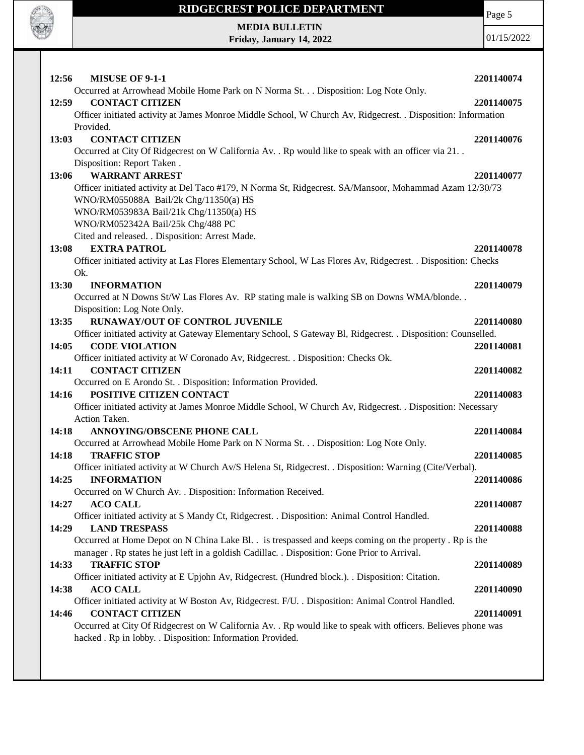**12:56 MISUSE OF 9-1-1** **2201140074**

Occurred at Arrowhead Mobile Home Park on N Norma St. . . Disposition: Log Note Only.

**12:59 CONTACT CITIZEN** **2201140075**

Officer initiated activity at James Monroe Middle School, W Church Av, Ridgecrest. . Disposition: Information Provided.

**13:03 CONTACT CITIZEN** **2201140076**

Occurred at City Of Ridgecrest on W California Av. . Rp would like to speak with an officer via 21. . Disposition: Report Taken .

**13:06 WARRANT ARREST** **2201140077**

Officer initiated activity at Del Taco #179, N Norma St, Ridgecrest. SA/Mansoor, Mohammad Azam 12/30/73
WNO/RM055088A Bail/2k Chg/11350(a) HS
WNO/RM053983A Bail/21k Chg/11350(a) HS
WNO/RM052342A Bail/25k Chg/488 PC
Cited and released. . Disposition: Arrest Made.

**13:08 EXTRA PATROL** **2201140078**

Officer initiated activity at Las Flores Elementary School, W Las Flores Av, Ridgecrest. . Disposition: Checks Ok.

**13:30 INFORMATION** **2201140079**

Occurred at N Downs St/W Las Flores Av. RP stating male is walking SB on Downs WMA/blonde. . Disposition: Log Note Only.

**13:35 RUNAWAY/OUT OF CONTROL JUVENILE** **2201140080**

Officer initiated activity at Gateway Elementary School, S Gateway Bl, Ridgecrest. . Disposition: Counselled.

**14:05 CODE VIOLATION** **2201140081**

Officer initiated activity at W Coronado Av, Ridgecrest. . Disposition: Checks Ok.

**14:11 CONTACT CITIZEN** **2201140082**

Occurred on E Arondo St. . Disposition: Information Provided.

**14:16 POSITIVE CITIZEN CONTACT** **2201140083**

Officer initiated activity at James Monroe Middle School, W Church Av, Ridgecrest. . Disposition: Necessary Action Taken.

**14:18 ANNOYING/OBSCENE PHONE CALL** **2201140084**

Occurred at Arrowhead Mobile Home Park on N Norma St. . . Disposition: Log Note Only.

**14:18 TRAFFIC STOP** **2201140085**

Officer initiated activity at W Church Av/S Helena St, Ridgecrest. . Disposition: Warning (Cite/Verbal).

**14:25 INFORMATION** **2201140086**

Occurred on W Church Av. . Disposition: Information Received.

**14:27 ACO CALL** **2201140087**

Officer initiated activity at S Mandy Ct, Ridgecrest. . Disposition: Animal Control Handled.

**14:29 LAND TRESPASS** **2201140088**

Occurred at Home Depot on N China Lake Bl. . is trespassed and keeps coming on the property . Rp is the manager . Rp states he just left in a goldish Cadillac. . Disposition: Gone Prior to Arrival.

**14:33 TRAFFIC STOP** **2201140089**

Officer initiated activity at E Upjohn Av, Ridgecrest. (Hundred block.). . Disposition: Citation.

**14:38 ACO CALL** **2201140090**

Officer initiated activity at W Boston Av, Ridgecrest. F/U. . Disposition: Animal Control Handled.

**14:46 CONTACT CITIZEN** **2201140091**

Occurred at City Of Ridgecrest on W California Av. . Rp would like to speak with officers. Believes phone was hacked . Rp in lobby. . Disposition: Information Provided.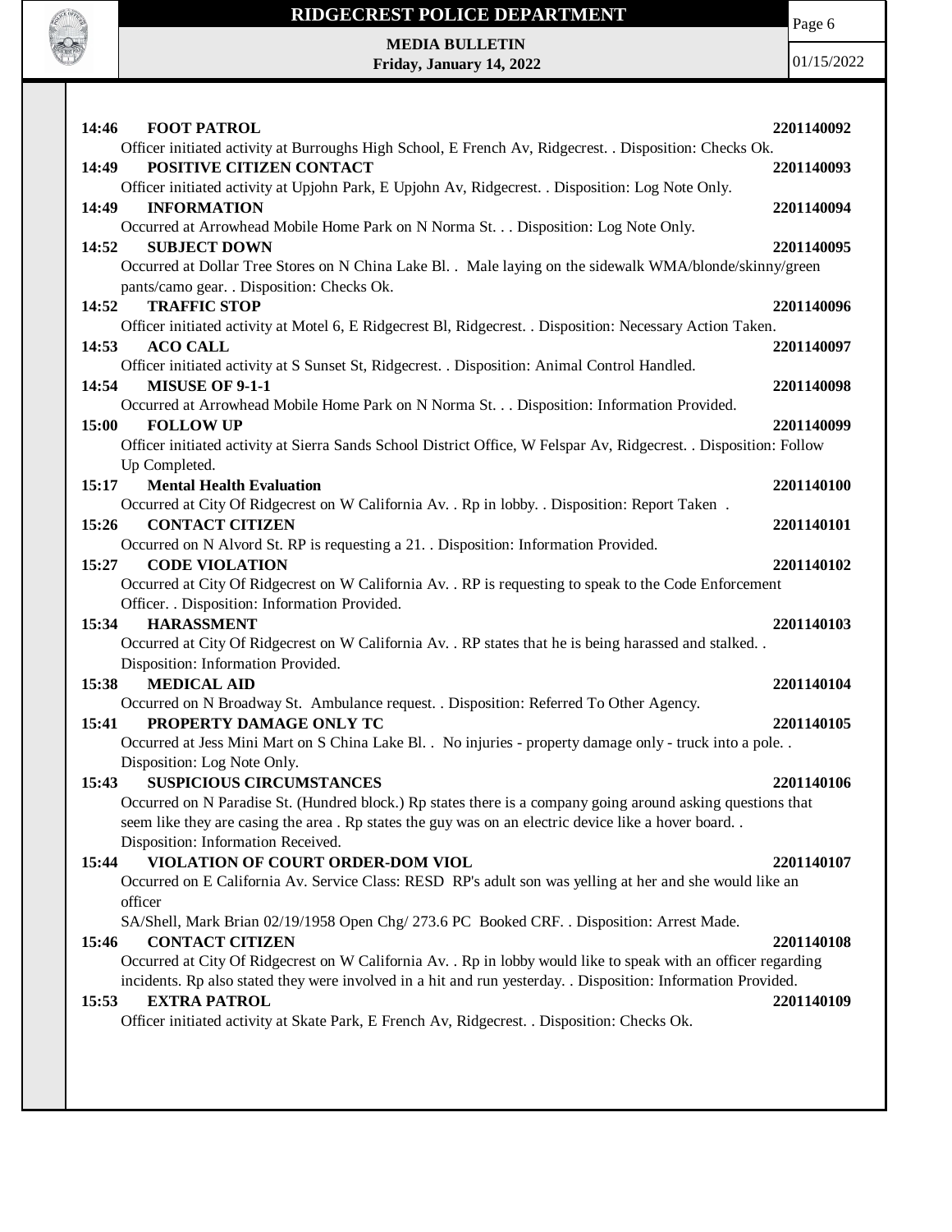**14:46 FOOT PATROL** 2201140092

Officer initiated activity at Burroughs High School, E French Av, Ridgecrest. . Disposition: Checks Ok.

**14:49 POSITIVE CITIZEN CONTACT** 2201140093

Officer initiated activity at Upjohn Park, E Upjohn Av, Ridgecrest. . Disposition: Log Note Only.

**14:49 INFORMATION** 2201140094

Occurred at Arrowhead Mobile Home Park on N Norma St. . . Disposition: Log Note Only.

**14:52 SUBJECT DOWN** 2201140095

Occurred at Dollar Tree Stores on N China Lake Bl. . Male laying on the sidewalk WMA/blonde/skinny/green pants/camo gear. . Disposition: Checks Ok.

**14:52 TRAFFIC STOP** 2201140096

Officer initiated activity at Motel 6, E Ridgecrest Bl, Ridgecrest. . Disposition: Necessary Action Taken.

**14:53 ACO CALL** 2201140097

Officer initiated activity at S Sunset St, Ridgecrest. . Disposition: Animal Control Handled.

**14:54 MISUSE OF 9-1-1** 2201140098

Occurred at Arrowhead Mobile Home Park on N Norma St. . . Disposition: Information Provided.

**15:00 FOLLOW UP** 2201140099

Officer initiated activity at Sierra Sands School District Office, W Felspar Av, Ridgecrest. . Disposition: Follow Up Completed.

**15:17 Mental Health Evaluation** 2201140100

Occurred at City Of Ridgecrest on W California Av. . Rp in lobby. . Disposition: Report Taken .

**15:26 CONTACT CITIZEN** 2201140101

Occurred on N Alvord St. RP is requesting a 21. . Disposition: Information Provided.

**15:27 CODE VIOLATION** 2201140102

Occurred at City Of Ridgecrest on W California Av. . RP is requesting to speak to the Code Enforcement Officer. . Disposition: Information Provided.

**15:34 HARASSMENT** 2201140103

Occurred at City Of Ridgecrest on W California Av. . RP states that he is being harassed and stalked. . Disposition: Information Provided.

**15:38 MEDICAL AID** 2201140104

Occurred on N Broadway St. Ambulance request. . Disposition: Referred To Other Agency.

**15:41 PROPERTY DAMAGE ONLY TC** 2201140105

Occurred at Jess Mini Mart on S China Lake Bl. . No injuries - property damage only - truck into a pole. . Disposition: Log Note Only.

**15:43 SUSPICIOUS CIRCUMSTANCES** 2201140106

Occurred on N Paradise St. (Hundred block.) Rp states there is a company going around asking questions that seem like they are casing the area . Rp states the guy was on an electric device like a hover board. . Disposition: Information Received.

**15:44 VIOLATION OF COURT ORDER-DOM VIOL** 2201140107

Occurred on E California Av. Service Class: RESD RP's adult son was yelling at her and she would like an officer

SA/Shell, Mark Brian 02/19/1958 Open Chg/ 273.6 PC Booked CRF. . Disposition: Arrest Made.

**15:46 CONTACT CITIZEN** 2201140108

Occurred at City Of Ridgecrest on W California Av. . Rp in lobby would like to speak with an officer regarding incidents. Rp also stated they were involved in a hit and run yesterday. . Disposition: Information Provided.

**15:53 EXTRA PATROL** 2201140109

Officer initiated activity at Skate Park, E French Av, Ridgecrest. . Disposition: Checks Ok.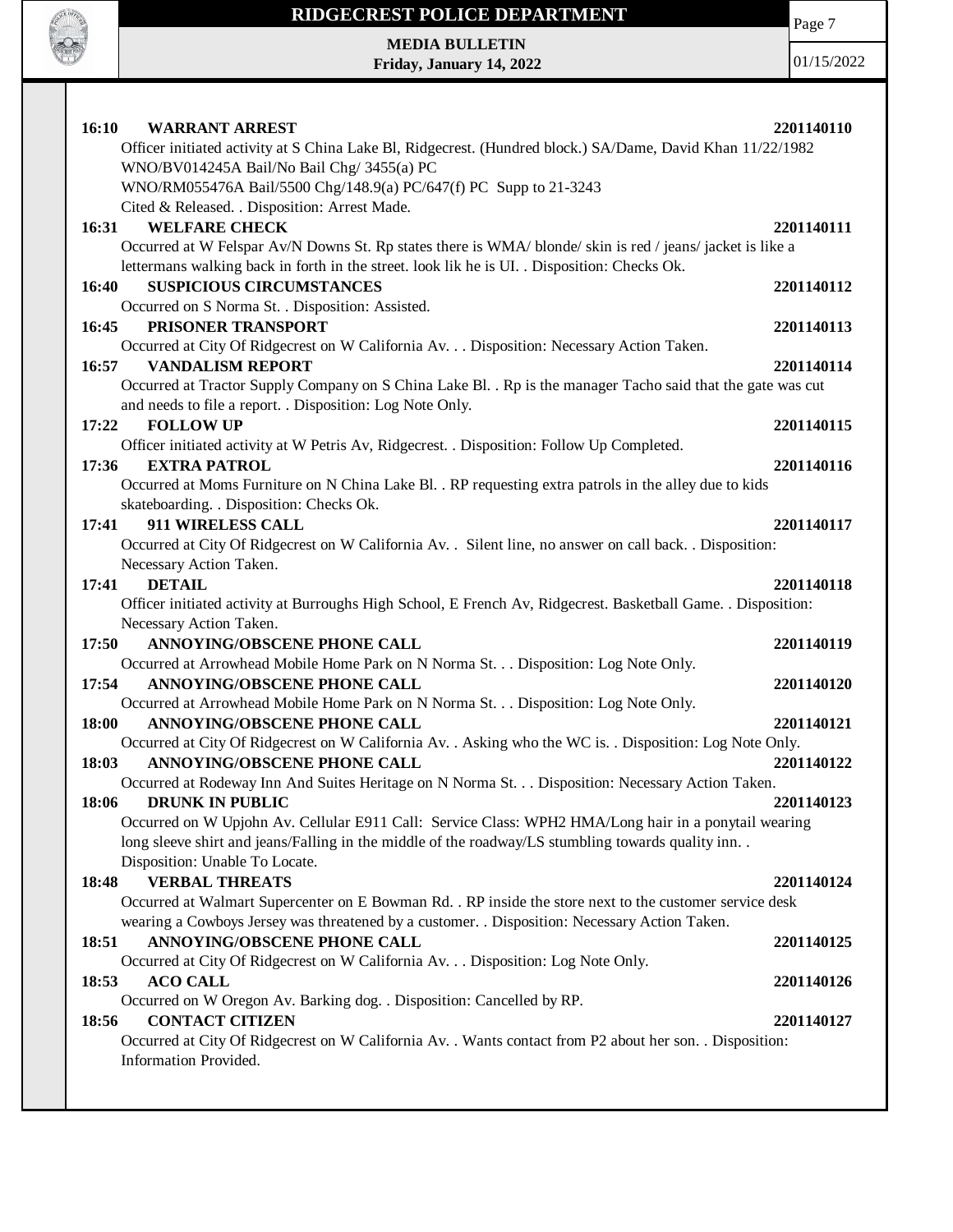**16:10 WARRANT ARREST 2201140110**
Officer initiated activity at S China Lake Bl, Ridgecrest. (Hundred block.) SA/Dame, David Khan 11/22/1982
WNO/BV014245A Bail/No Bail Chg/ 3455(a) PC
WNO/RM055476A Bail/5500 Chg/148.9(a) PC/647(f) PC Supp to 21-3243
Cited & Released. . Disposition: Arrest Made.

**16:31 WELFARE CHECK 2201140111**
Occurred at W Felspar Av/N Downs St. Rp states there is WMA/ blonde/ skin is red / jeans/ jacket is like a lettermans walking back in forth in the street. look lik he is UI. . Disposition: Checks Ok.

**16:40 SUSPICIOUS CIRCUMSTANCES 2201140112**
Occurred on S Norma St. . Disposition: Assisted.

**16:45 PRISONER TRANSPORT 2201140113**
Occurred at City Of Ridgecrest on W California Av. . . Disposition: Necessary Action Taken.

**16:57 VANDALISM REPORT 2201140114**
Occurred at Tractor Supply Company on S China Lake Bl. . Rp is the manager Tacho said that the gate was cut and needs to file a report. . Disposition: Log Note Only.

**17:22 FOLLOW UP 2201140115**
Officer initiated activity at W Petris Av, Ridgecrest. . Disposition: Follow Up Completed.

**17:36 EXTRA PATROL 2201140116**
Occurred at Moms Furniture on N China Lake Bl. . RP requesting extra patrols in the alley due to kids skateboarding. . Disposition: Checks Ok.

**17:41 911 WIRELESS CALL 2201140117**
Occurred at City Of Ridgecrest on W California Av. . Silent line, no answer on call back. . Disposition: Necessary Action Taken.

**17:41 DETAIL 2201140118**
Officer initiated activity at Burroughs High School, E French Av, Ridgecrest. Basketball Game. . Disposition: Necessary Action Taken.

**17:50 ANNOYING/OBSCENE PHONE CALL 2201140119**
Occurred at Arrowhead Mobile Home Park on N Norma St. . . Disposition: Log Note Only.

**17:54 ANNOYING/OBSCENE PHONE CALL 2201140120**
Occurred at Arrowhead Mobile Home Park on N Norma St. . . Disposition: Log Note Only.

**18:00 ANNOYING/OBSCENE PHONE CALL 2201140121**
Occurred at City Of Ridgecrest on W California Av. . Asking who the WC is. . Disposition: Log Note Only.

**18:03 ANNOYING/OBSCENE PHONE CALL 2201140122**
Occurred at Rodeway Inn And Suites Heritage on N Norma St. . . Disposition: Necessary Action Taken.

**18:06 DRUNK IN PUBLIC 2201140123**
Occurred on W Upjohn Av. Cellular E911 Call: Service Class: WPH2 HMA/Long hair in a ponytail wearing long sleeve shirt and jeans/Falling in the middle of the roadway/LS stumbling towards quality inn. . Disposition: Unable To Locate.

**18:48 VERBAL THREATS 2201140124**
Occurred at Walmart Supercenter on E Bowman Rd. . RP inside the store next to the customer service desk wearing a Cowboys Jersey was threatened by a customer. . Disposition: Necessary Action Taken.

**18:51 ANNOYING/OBSCENE PHONE CALL 2201140125**
Occurred at City Of Ridgecrest on W California Av. . . Disposition: Log Note Only.

**18:53 ACO CALL 2201140126**
Occurred on W Oregon Av. Barking dog. . Disposition: Cancelled by RP.

**18:56 CONTACT CITIZEN 2201140127**
Occurred at City Of Ridgecrest on W California Av. . Wants contact from P2 about her son. . Disposition: Information Provided.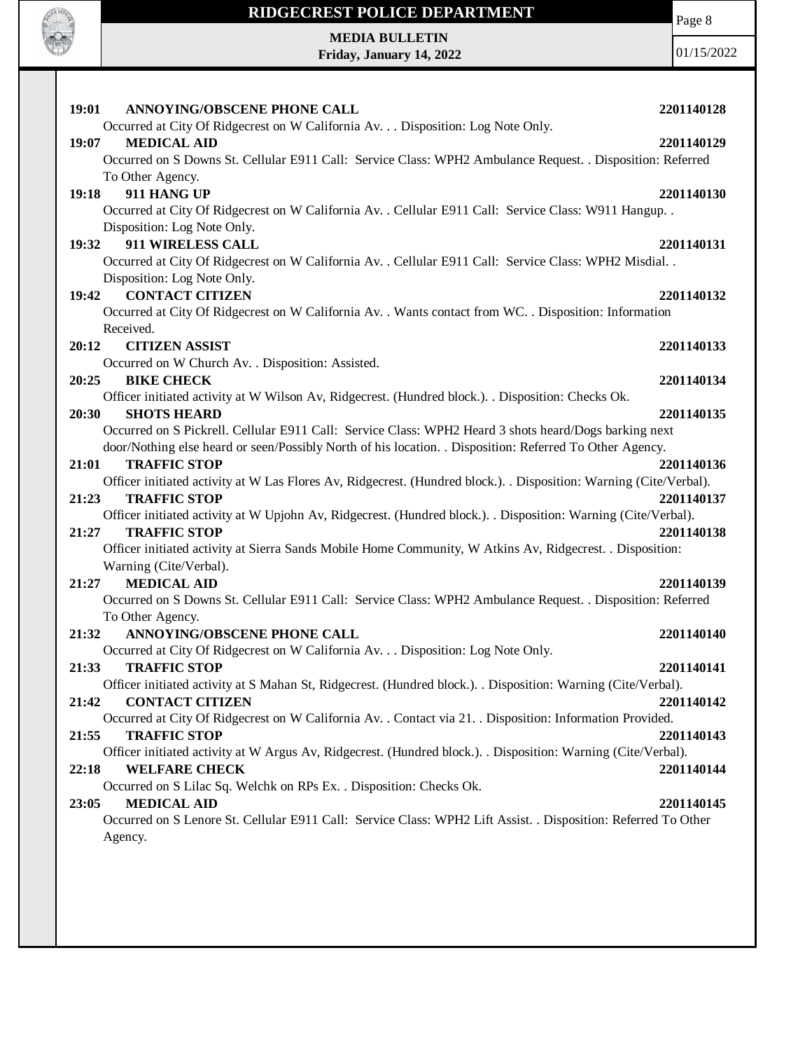**19:01 ANNOYING/OBSCENE PHONE CALL 2201140128**
Occurred at City Of Ridgecrest on W California Av. . . Disposition: Log Note Only.

**19:07 MEDICAL AID 2201140129**
Occurred on S Downs St. Cellular E911 Call: Service Class: WPH2 Ambulance Request. . Disposition: Referred To Other Agency.

**19:18 911 HANG UP 2201140130**
Occurred at City Of Ridgecrest on W California Av. . Cellular E911 Call: Service Class: W911 Hangup. . Disposition: Log Note Only.

**19:32 911 WIRELESS CALL 2201140131**
Occurred at City Of Ridgecrest on W California Av. . Cellular E911 Call: Service Class: WPH2 Misdial. . Disposition: Log Note Only.

**19:42 CONTACT CITIZEN 2201140132**
Occurred at City Of Ridgecrest on W California Av. . Wants contact from WC. . Disposition: Information Received.

**20:12 CITIZEN ASSIST 2201140133**
Occurred on W Church Av. . Disposition: Assisted.

**20:25 BIKE CHECK 2201140134**
Officer initiated activity at W Wilson Av, Ridgecrest. (Hundred block.). . Disposition: Checks Ok.

**20:30 SHOTS HEARD 2201140135**
Occurred on S Pickrell. Cellular E911 Call: Service Class: WPH2 Heard 3 shots heard/Dogs barking next door/Nothing else heard or seen/Possibly North of his location. . Disposition: Referred To Other Agency.

**21:01 TRAFFIC STOP 2201140136**
Officer initiated activity at W Las Flores Av, Ridgecrest. (Hundred block.). . Disposition: Warning (Cite/Verbal).

**21:23 TRAFFIC STOP 2201140137**
Officer initiated activity at W Upjohn Av, Ridgecrest. (Hundred block.). . Disposition: Warning (Cite/Verbal).

**21:27 TRAFFIC STOP 2201140138**
Officer initiated activity at Sierra Sands Mobile Home Community, W Atkins Av, Ridgecrest. . Disposition: Warning (Cite/Verbal).

**21:27 MEDICAL AID 2201140139**
Occurred on S Downs St. Cellular E911 Call: Service Class: WPH2 Ambulance Request. . Disposition: Referred To Other Agency.

**21:32 ANNOYING/OBSCENE PHONE CALL 2201140140**
Occurred at City Of Ridgecrest on W California Av. . . Disposition: Log Note Only.

**21:33 TRAFFIC STOP 2201140141**
Officer initiated activity at S Mahan St, Ridgecrest. (Hundred block.). . Disposition: Warning (Cite/Verbal).

**21:42 CONTACT CITIZEN 2201140142**
Occurred at City Of Ridgecrest on W California Av. . Contact via 21. . Disposition: Information Provided.

**21:55 TRAFFIC STOP 2201140143**
Officer initiated activity at W Argus Av, Ridgecrest. (Hundred block.). . Disposition: Warning (Cite/Verbal).

**22:18 WELFARE CHECK 2201140144**
Occurred on S Lilac Sq. Welchk on RPs Ex. . Disposition: Checks Ok.

**23:05 MEDICAL AID 2201140145**
Occurred on S Lenore St. Cellular E911 Call: Service Class: WPH2 Lift Assist. . Disposition: Referred To Other Agency.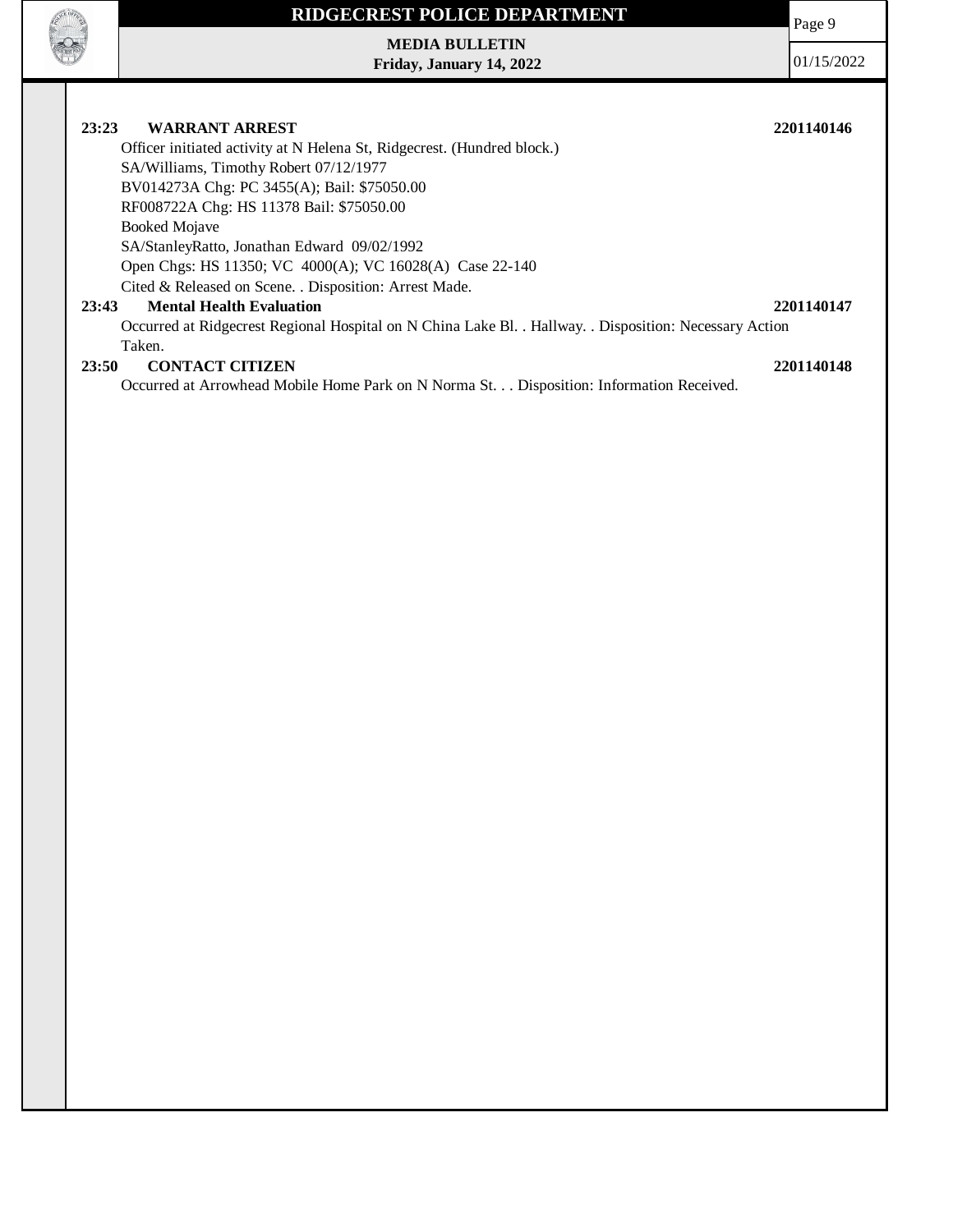**23:23 WARRANT ARREST** **2201140146**

Officer initiated activity at N Helena St, Ridgecrest. (Hundred block.)
SA/Williams, Timothy Robert 07/12/1977
BV014273A Chg: PC 3455(A); Bail: $75050.00
RF008722A Chg: HS 11378 Bail: $75050.00
Booked Mojave
SA/StanleyRatto, Jonathan Edward 09/02/1992
Open Chgs: HS 11350; VC 4000(A); VC 16028(A) Case 22-140
Cited & Released on Scene. . Disposition: Arrest Made.

**23:43 Mental Health Evaluation** **2201140147**

Occurred at Ridgecrest Regional Hospital on N China Lake Bl. . Hallway. . Disposition: Necessary Action Taken.

**23:50 CONTACT CITIZEN** **2201140148**

Occurred at Arrowhead Mobile Home Park on N Norma St. . . Disposition: Information Received.